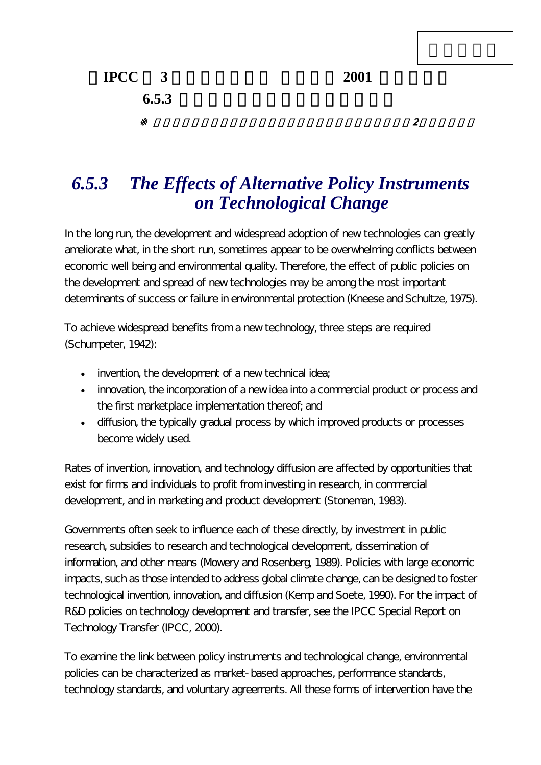IPCC 3 2001

6.5.3

※ 2

---

## *6.5.3 The Effects of Alternative Policy Instruments on Technological Change*

In the long run, the development and widespread adoption of new technologies can greatly ameliorate what, in the short run, sometimes appear to be overwhelming conflicts between economic well being and environmental quality. Therefore, the effect of public policies on the development and spread of new technologies may be among the most important determinants of success or failure in environmental protection (Kneese and Schultze, 1975).

To achieve widespread benefits from a new technology, three steps are required (Schumpeter, 1942):

- invention, the development of a new technical idea;
- innovation, the incorporation of a new idea into a commercial product or process and the first marketplace implementation thereof; and
- diffusion, the typically gradual process by which improved products or processes become widely used.

Rates of invention, innovation, and technology diffusion are affected by opportunities that exist for firms and individuals to profit from investing in research, in commercial development, and in marketing and product development (Stoneman, 1983).

Governments often seek to influence each of these directly, by investment in public research, subsidies to research and technological development, dissemination of information, and other means (Mowery and Rosenberg, 1989). Policies with large economic impacts, such as those intended to address global climate change, can be designed to foster technological invention, innovation, and diffusion (Kemp and Soete, 1990). For the impact of R&D policies on technology development and transfer, see the IPCC Special Report on Technology Transfer (IPCC, 2000).

To examine the link between policy instruments and technological change, environmental policies can be characterized as market-based approaches, performance standards, technology standards, and voluntary agreements. All these forms of intervention have the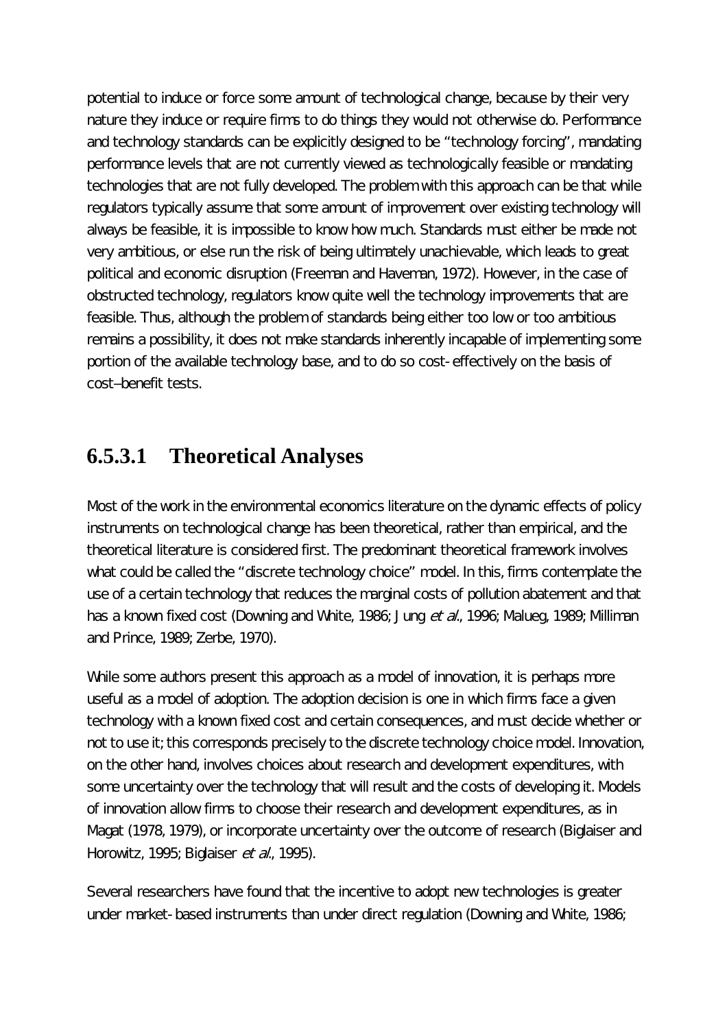potential to induce or force some amount of technological change, because by their very nature they induce or require firms to do things they would not otherwise do. Performance and technology standards can be explicitly designed to be "technology forcing", mandating performance levels that are not currently viewed as technologically feasible or mandating technologies that are not fully developed. The problem with this approach can be that while regulators typically assume that some amount of improvement over existing technology will always be feasible, it is impossible to know how much. Standards must either be made not very ambitious, or else run the risk of being ultimately unachievable, which leads to great political and economic disruption (Freeman and Haveman, 1972). However, in the case of obstructed technology, regulators know quite well the technology improvements that are feasible. Thus, although the problem of standards being either too low or too ambitious remains a possibility, it does not make standards inherently incapable of implementing some portion of the available technology base, and to do so cost-effectively on the basis of cost–benefit tests.

### 6.5.3.1 Theoretical Analyses

Most of the work in the environmental economics literature on the dynamic effects of policy instruments on technological change has been theoretical, rather than empirical, and the theoretical literature is considered first. The predominant theoretical framework involves what could be called the "discrete technology choice" model. In this, firms contemplate the use of a certain technology that reduces the marginal costs of pollution abatement and that has a known fixed cost (Downing and White, 1986; Jung *et al.*, 1996; Malueg, 1989; Milliman and Prince, 1989; Zerbe, 1970).

While some authors present this approach as a model of innovation, it is perhaps more useful as a model of adoption. The adoption decision is one in which firms face a given technology with a known fixed cost and certain consequences, and must decide whether or not to use it; this corresponds precisely to the discrete technology choice model. Innovation, on the other hand, involves choices about research and development expenditures, with some uncertainty over the technology that will result and the costs of developing it. Models of innovation allow firms to choose their research and development expenditures, as in Magat (1978, 1979), or incorporate uncertainty over the outcome of research (Biglaiser and Horowitz, 1995; Biglaiser *et al.*, 1995).

Several researchers have found that the incentive to adopt new technologies is greater under market-based instruments than under direct regulation (Downing and White, 1986;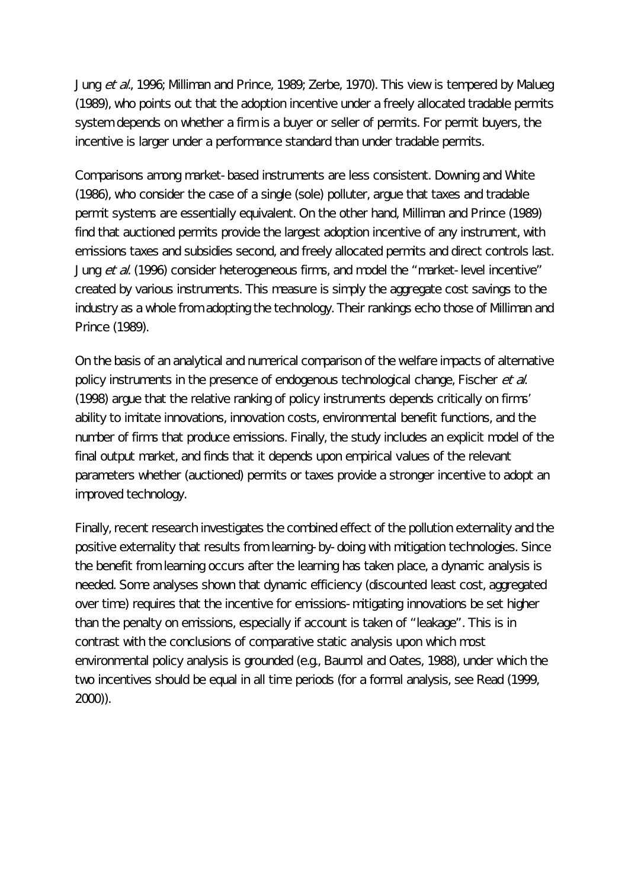Jung *et al*., 1996; Milliman and Prince, 1989; Zerbe, 1970). This view is tempered by Malueg (1989), who points out that the adoption incentive under a freely allocated tradable permits system depends on whether a firm is a buyer or seller of permits. For permit buyers, the incentive is larger under a performance standard than under tradable permits.

Comparisons among market-based instruments are less consistent. Downing and White (1986), who consider the case of a single (sole) polluter, argue that taxes and tradable permit systems are essentially equivalent. On the other hand, Milliman and Prince (1989) find that auctioned permits provide the largest adoption incentive of any instrument, with emissions taxes and subsidies second, and freely allocated permits and direct controls last. Jung *et al*. (1996) consider heterogeneous firms, and model the "market-level incentive" created by various instruments. This measure is simply the aggregate cost savings to the industry as a whole from adopting the technology. Their rankings echo those of Milliman and Prince (1989).

On the basis of an analytical and numerical comparison of the welfare impacts of alternative policy instruments in the presence of endogenous technological change, Fischer *et al*. (1998) argue that the relative ranking of policy instruments depends critically on firms' ability to imitate innovations, innovation costs, environmental benefit functions, and the number of firms that produce emissions. Finally, the study includes an explicit model of the final output market, and finds that it depends upon empirical values of the relevant parameters whether (auctioned) permits or taxes provide a stronger incentive to adopt an improved technology.

Finally, recent research investigates the combined effect of the pollution externality and the positive externality that results from learning-by-doing with mitigation technologies. Since the benefit from learning occurs after the learning has taken place, a dynamic analysis is needed. Some analyses shown that dynamic efficiency (discounted least cost, aggregated over time) requires that the incentive for emissions-mitigating innovations be set higher than the penalty on emissions, especially if account is taken of "leakage". This is in contrast with the conclusions of comparative static analysis upon which most environmental policy analysis is grounded (e.g., Baumol and Oates, 1988), under which the two incentives should be equal in all time periods (for a formal analysis, see Read (1999, 2000)).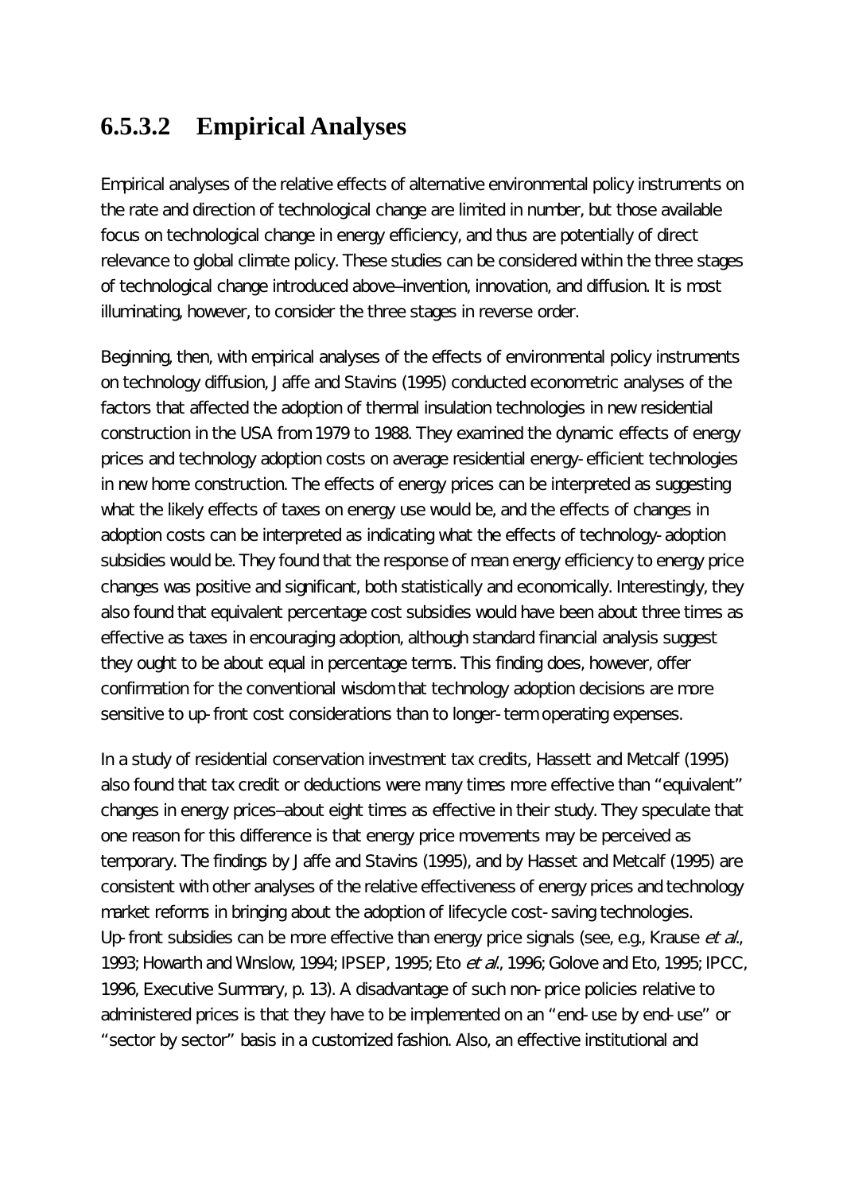### 6.5.3.2 Empirical Analyses

Empirical analyses of the relative effects of alternative environmental policy instruments on the rate and direction of technological change are limited in number, but those available focus on technological change in energy efficiency, and thus are potentially of direct relevance to global climate policy. These studies can be considered within the three stages of technological change introduced above–invention, innovation, and diffusion. It is most illuminating, however, to consider the three stages in reverse order.

Beginning, then, with empirical analyses of the effects of environmental policy instruments on technology diffusion, Jaffe and Stavins (1995) conducted econometric analyses of the factors that affected the adoption of thermal insulation technologies in new residential construction in the USA from 1979 to 1988. They examined the dynamic effects of energy prices and technology adoption costs on average residential energy-efficient technologies in new home construction. The effects of energy prices can be interpreted as suggesting what the likely effects of taxes on energy use would be, and the effects of changes in adoption costs can be interpreted as indicating what the effects of technology-adoption subsidies would be. They found that the response of mean energy efficiency to energy price changes was positive and significant, both statistically and economically. Interestingly, they also found that equivalent percentage cost subsidies would have been about three times as effective as taxes in encouraging adoption, although standard financial analysis suggest they ought to be about equal in percentage terms. This finding does, however, offer confirmation for the conventional wisdom that technology adoption decisions are more sensitive to up-front cost considerations than to longer-term operating expenses.

In a study of residential conservation investment tax credits, Hassett and Metcalf (1995) also found that tax credit or deductions were many times more effective than "equivalent" changes in energy prices–about eight times as effective in their study. They speculate that one reason for this difference is that energy price movements may be perceived as temporary. The findings by Jaffe and Stavins (1995), and by Hasset and Metcalf (1995) are consistent with other analyses of the relative effectiveness of energy prices and technology market reforms in bringing about the adoption of lifecycle cost-saving technologies. Up-front subsidies can be more effective than energy price signals (see, e.g., Krause *et al.*, 1993; Howarth and Winslow, 1994; IPSEP, 1995; Eto *et al.*, 1996; Golove and Eto, 1995; IPCC, 1996, Executive Summary, p. 13). A disadvantage of such non-price policies relative to administered prices is that they have to be implemented on an "end-use by end-use" or "sector by sector" basis in a customized fashion. Also, an effective institutional and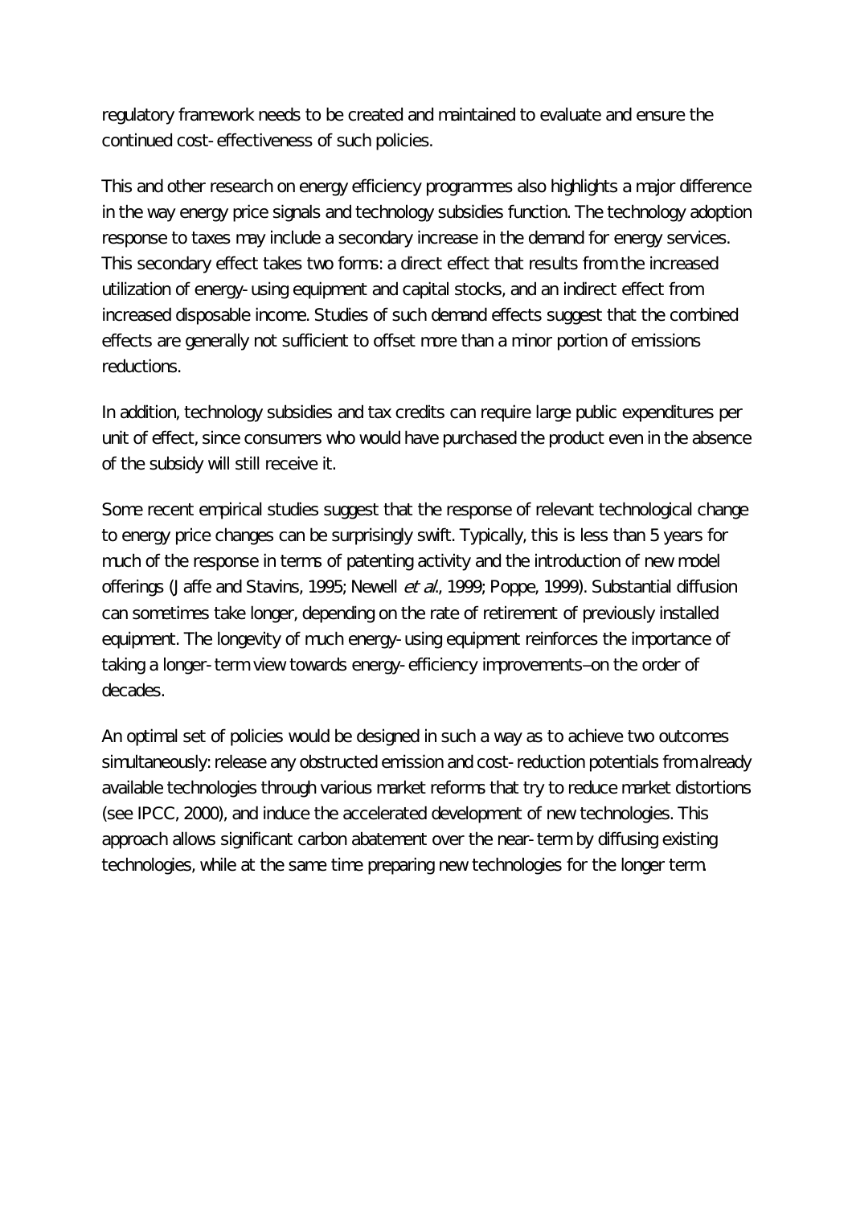regulatory framework needs to be created and maintained to evaluate and ensure the continued cost-effectiveness of such policies.

This and other research on energy efficiency programmes also highlights a major difference in the way energy price signals and technology subsidies function. The technology adoption response to taxes may include a secondary increase in the demand for energy services. This secondary effect takes two forms: a direct effect that results from the increased utilization of energy-using equipment and capital stocks, and an indirect effect from increased disposable income. Studies of such demand effects suggest that the combined effects are generally not sufficient to offset more than a minor portion of emissions reductions.

In addition, technology subsidies and tax credits can require large public expenditures per unit of effect, since consumers who would have purchased the product even in the absence of the subsidy will still receive it.

Some recent empirical studies suggest that the response of relevant technological change to energy price changes can be surprisingly swift. Typically, this is less than 5 years for much of the response in terms of patenting activity and the introduction of new model offerings (Jaffe and Stavins, 1995; Newell *et al.*, 1999; Poppe, 1999). Substantial diffusion can sometimes take longer, depending on the rate of retirement of previously installed equipment. The longevity of much energy-using equipment reinforces the importance of taking a longer-term view towards energy-efficiency improvements–on the order of decades.

An optimal set of policies would be designed in such a way as to achieve two outcomes simultaneously: release any obstructed emission and cost-reduction potentials from already available technologies through various market reforms that try to reduce market distortions (see IPCC, 2000), and induce the accelerated development of new technologies. This approach allows significant carbon abatement over the near-term by diffusing existing technologies, while at the same time preparing new technologies for the longer term.